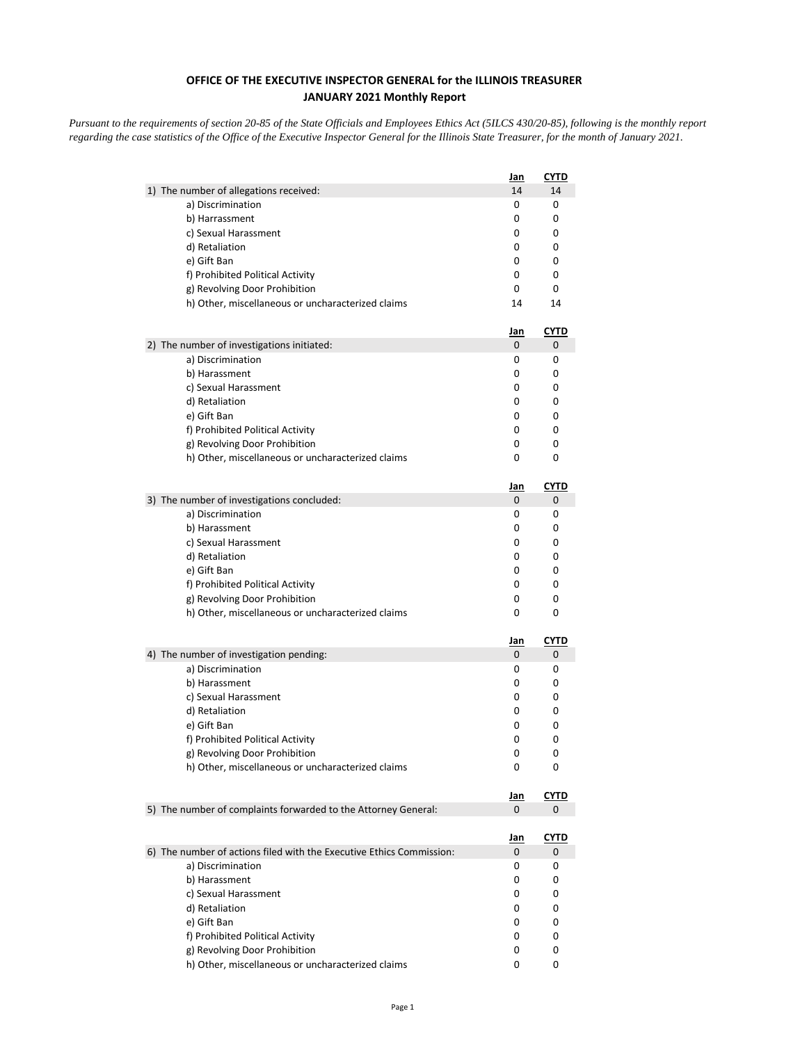**OFFICE OF THE EXECUTIVE INSPECTOR GENERAL for the ILLINOIS TREASURER**
**JANUARY 2021 Monthly Report**

*Pursuant to the requirements of section 20-85 of the State Officials and Employees Ethics Act (5ILCS 430/20-85), following is the monthly report regarding the case statistics of the Office of the Executive Inspector General for the Illinois State Treasurer, for the month of January 2021.*

| | Jan | CYTD |
|---|---|---|
| 1) The number of allegations received: | 14 | 14 |
| a) Discrimination | 0 | 0 |
| b) Harrassment | 0 | 0 |
| c) Sexual Harassment | 0 | 0 |
| d) Retaliation | 0 | 0 |
| e) Gift Ban | 0 | 0 |
| f) Prohibited Political Activity | 0 | 0 |
| g) Revolving Door Prohibition | 0 | 0 |
| h) Other, miscellaneous or uncharacterized claims | 14 | 14 |

| | Jan | CYTD |
|---|---|---|
| 2) The number of investigations initiated: | 0 | 0 |
| a) Discrimination | 0 | 0 |
| b) Harassment | 0 | 0 |
| c) Sexual Harassment | 0 | 0 |
| d) Retaliation | 0 | 0 |
| e) Gift Ban | 0 | 0 |
| f) Prohibited Political Activity | 0 | 0 |
| g) Revolving Door Prohibition | 0 | 0 |
| h) Other, miscellaneous or uncharacterized claims | 0 | 0 |

| | Jan | CYTD |
|---|---|---|
| 3) The number of investigations concluded: | 0 | 0 |
| a) Discrimination | 0 | 0 |
| b) Harassment | 0 | 0 |
| c) Sexual Harassment | 0 | 0 |
| d) Retaliation | 0 | 0 |
| e) Gift Ban | 0 | 0 |
| f) Prohibited Political Activity | 0 | 0 |
| g) Revolving Door Prohibition | 0 | 0 |
| h) Other, miscellaneous or uncharacterized claims | 0 | 0 |

| | Jan | CYTD |
|---|---|---|
| 4) The number of investigation pending: | 0 | 0 |
| a) Discrimination | 0 | 0 |
| b) Harassment | 0 | 0 |
| c) Sexual Harassment | 0 | 0 |
| d) Retaliation | 0 | 0 |
| e) Gift Ban | 0 | 0 |
| f) Prohibited Political Activity | 0 | 0 |
| g) Revolving Door Prohibition | 0 | 0 |
| h) Other, miscellaneous or uncharacterized claims | 0 | 0 |

| | Jan | CYTD |
|---|---|---|
| 5) The number of complaints forwarded to the Attorney General: | 0 | 0 |

| | Jan | CYTD |
|---|---|---|
| 6) The number of actions filed with the Executive Ethics Commission: | 0 | 0 |
| a) Discrimination | 0 | 0 |
| b) Harassment | 0 | 0 |
| c) Sexual Harassment | 0 | 0 |
| d) Retaliation | 0 | 0 |
| e) Gift Ban | 0 | 0 |
| f) Prohibited Political Activity | 0 | 0 |
| g) Revolving Door Prohibition | 0 | 0 |
| h) Other, miscellaneous or uncharacterized claims | 0 | 0 |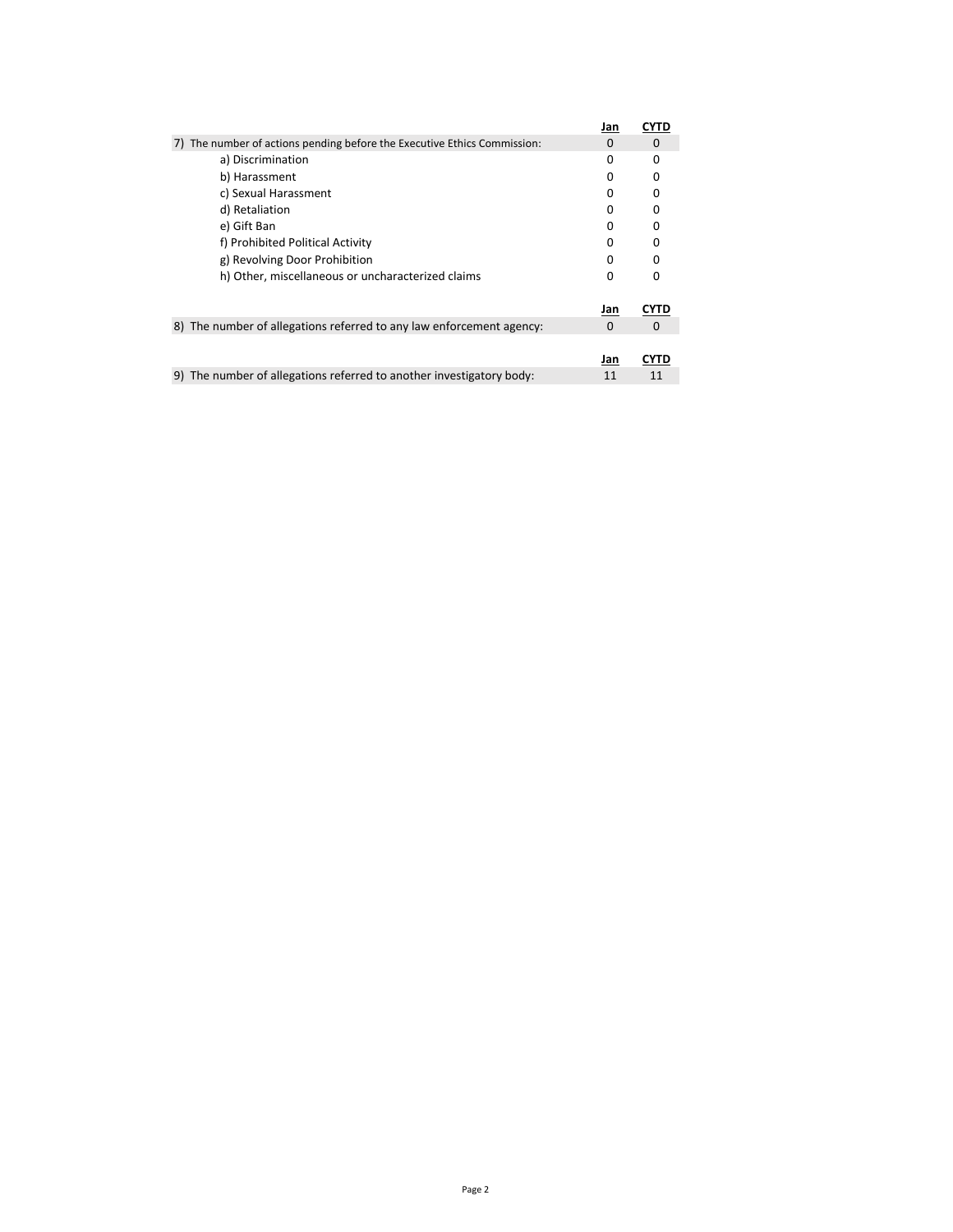| | Jan | CYTD |
|---|---|---|
| 7) The number of actions pending before the Executive Ethics Commission: | 0 | 0 |
| a) Discrimination | 0 | 0 |
| b) Harassment | 0 | 0 |
| c) Sexual Harassment | 0 | 0 |
| d) Retaliation | 0 | 0 |
| e) Gift Ban | 0 | 0 |
| f) Prohibited Political Activity | 0 | 0 |
| g) Revolving Door Prohibition | 0 | 0 |
| h) Other, miscellaneous or uncharacterized claims | 0 | 0 |

| | Jan | CYTD |
|---|---|---|
| 8) The number of allegations referred to any law enforcement agency: | 0 | 0 |

| | Jan | CYTD |
|---|---|---|
| 9) The number of allegations referred to another investigatory body: | 11 | 11 |